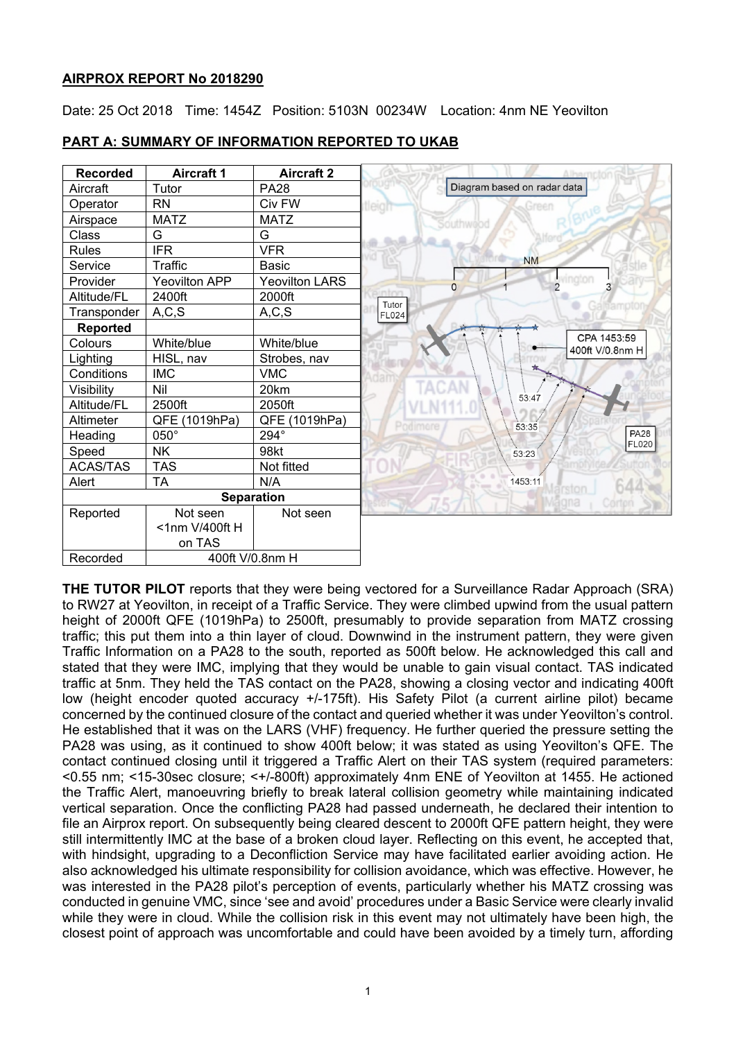**AIRPROX REPORT No 2018290**

Date: 25 Oct 2018   Time: 1454Z   Position: 5103N 00234W   Location: 4nm NE Yeovilton

**PART A: SUMMARY OF INFORMATION REPORTED TO UKAB**

| Recorded | Aircraft 1 | Aircraft 2 |
|---|---|---|
| Aircraft | Tutor | PA28 |
| Operator | RN | Civ FW |
| Airspace | MATZ | MATZ |
| Class | G | G |
| Rules | IFR | VFR |
| Service | Traffic | Basic |
| Provider | Yeovilton APP | Yeovilton LARS |
| Altitude/FL | 2400ft | 2000ft |
| Transponder | A,C,S | A,C,S |
| **Reported** | | |
| Colours | White/blue | White/blue |
| Lighting | HISL, nav | Strobes, nav |
| Conditions | IMC | VMC |
| Visibility | Nil | 20km |
| Altitude/FL | 2500ft | 2050ft |
| Altimeter | QFE (1019hPa) | QFE (1019hPa) |
| Heading | 050° | 294° |
| Speed | NK | 98kt |
| ACAS/TAS | TAS | Not fitted |
| Alert | TA | N/A |
| **Separation** | | |
| Reported | Not seen <1nm V/400ft H on TAS | Not seen |
| Recorded | 400ft V/0.8nm H | |

Diagram based on radar data

**THE TUTOR PILOT** reports that they were being vectored for a Surveillance Radar Approach (SRA) to RW27 at Yeovilton, in receipt of a Traffic Service. They were climbed upwind from the usual pattern height of 2000ft QFE (1019hPa) to 2500ft, presumably to provide separation from MATZ crossing traffic; this put them into a thin layer of cloud. Downwind in the instrument pattern, they were given Traffic Information on a PA28 to the south, reported as 500ft below. He acknowledged this call and stated that they were IMC, implying that they would be unable to gain visual contact. TAS indicated traffic at 5nm. They held the TAS contact on the PA28, showing a closing vector and indicating 400ft low (height encoder quoted accuracy +/-175ft). His Safety Pilot (a current airline pilot) became concerned by the continued closure of the contact and queried whether it was under Yeovilton's control. He established that it was on the LARS (VHF) frequency. He further queried the pressure setting the PA28 was using, as it continued to show 400ft below; it was stated as using Yeovilton's QFE. The contact continued closing until it triggered a Traffic Alert on their TAS system (required parameters: <0.55 nm; <15-30sec closure; <+/-800ft) approximately 4nm ENE of Yeovilton at 1455. He actioned the Traffic Alert, manoeuvring briefly to break lateral collision geometry while maintaining indicated vertical separation. Once the conflicting PA28 had passed underneath, he declared their intention to file an Airprox report. On subsequently being cleared descent to 2000ft QFE pattern height, they were still intermittently IMC at the base of a broken cloud layer. Reflecting on this event, he accepted that, with hindsight, upgrading to a Deconfliction Service may have facilitated earlier avoiding action. He also acknowledged his ultimate responsibility for collision avoidance, which was effective. However, he was interested in the PA28 pilot's perception of events, particularly whether his MATZ crossing was conducted in genuine VMC, since 'see and avoid' procedures under a Basic Service were clearly invalid while they were in cloud. While the collision risk in this event may not ultimately have been high, the closest point of approach was uncomfortable and could have been avoided by a timely turn, affording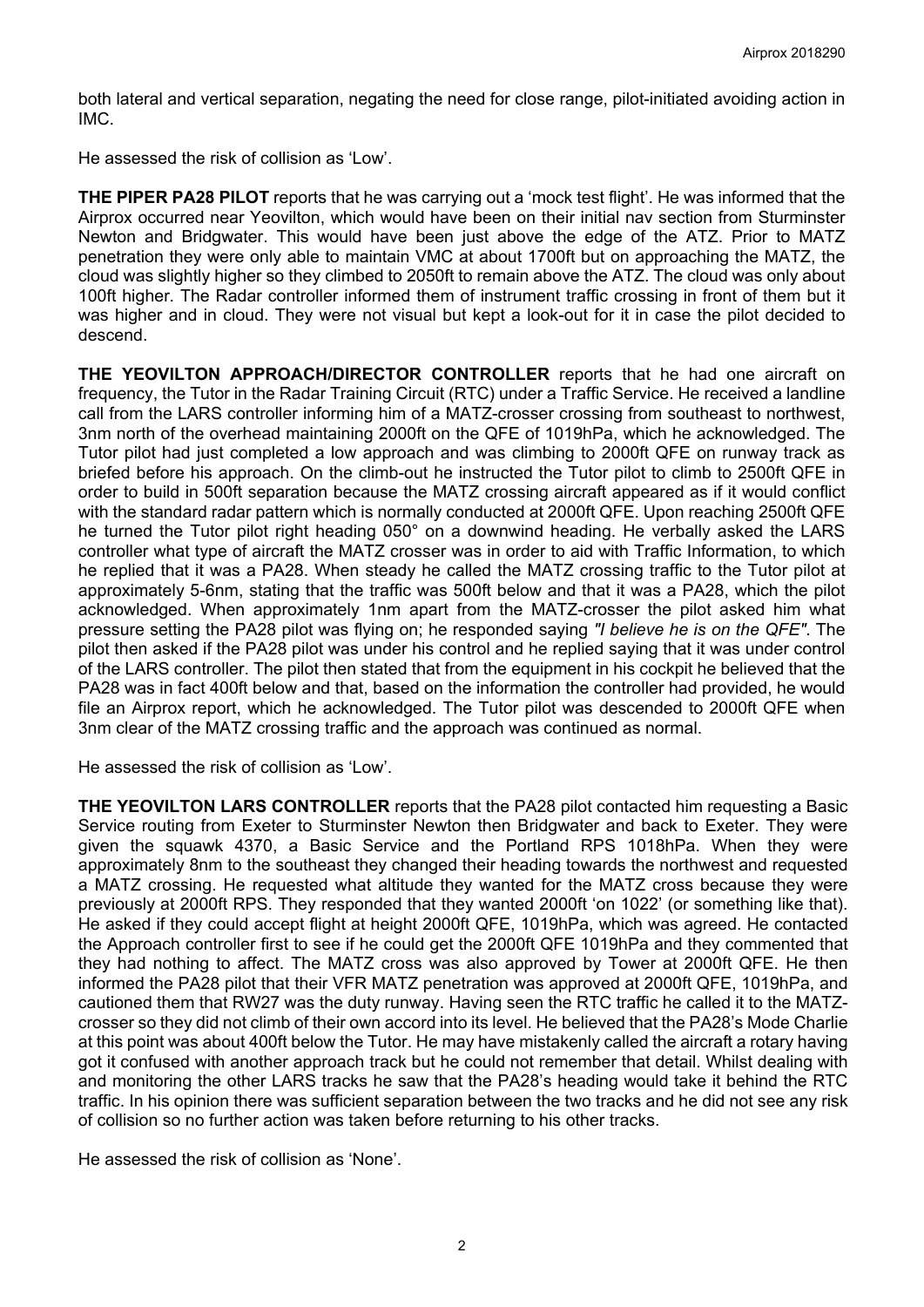both lateral and vertical separation, negating the need for close range, pilot-initiated avoiding action in IMC.

He assessed the risk of collision as 'Low'.

**THE PIPER PA28 PILOT** reports that he was carrying out a 'mock test flight'. He was informed that the Airprox occurred near Yeovilton, which would have been on their initial nav section from Sturminster Newton and Bridgwater. This would have been just above the edge of the ATZ. Prior to MATZ penetration they were only able to maintain VMC at about 1700ft but on approaching the MATZ, the cloud was slightly higher so they climbed to 2050ft to remain above the ATZ. The cloud was only about 100ft higher. The Radar controller informed them of instrument traffic crossing in front of them but it was higher and in cloud. They were not visual but kept a look-out for it in case the pilot decided to descend.

**THE YEOVILTON APPROACH/DIRECTOR CONTROLLER** reports that he had one aircraft on frequency, the Tutor in the Radar Training Circuit (RTC) under a Traffic Service. He received a landline call from the LARS controller informing him of a MATZ-crosser crossing from southeast to northwest, 3nm north of the overhead maintaining 2000ft on the QFE of 1019hPa, which he acknowledged. The Tutor pilot had just completed a low approach and was climbing to 2000ft QFE on runway track as briefed before his approach. On the climb-out he instructed the Tutor pilot to climb to 2500ft QFE in order to build in 500ft separation because the MATZ crossing aircraft appeared as if it would conflict with the standard radar pattern which is normally conducted at 2000ft QFE. Upon reaching 2500ft QFE he turned the Tutor pilot right heading 050° on a downwind heading. He verbally asked the LARS controller what type of aircraft the MATZ crosser was in order to aid with Traffic Information, to which he replied that it was a PA28. When steady he called the MATZ crossing traffic to the Tutor pilot at approximately 5-6nm, stating that the traffic was 500ft below and that it was a PA28, which the pilot acknowledged. When approximately 1nm apart from the MATZ-crosser the pilot asked him what pressure setting the PA28 pilot was flying on; he responded saying *"I believe he is on the QFE"*. The pilot then asked if the PA28 pilot was under his control and he replied saying that it was under control of the LARS controller. The pilot then stated that from the equipment in his cockpit he believed that the PA28 was in fact 400ft below and that, based on the information the controller had provided, he would file an Airprox report, which he acknowledged. The Tutor pilot was descended to 2000ft QFE when 3nm clear of the MATZ crossing traffic and the approach was continued as normal.

He assessed the risk of collision as 'Low'.

**THE YEOVILTON LARS CONTROLLER** reports that the PA28 pilot contacted him requesting a Basic Service routing from Exeter to Sturminster Newton then Bridgwater and back to Exeter. They were given the squawk 4370, a Basic Service and the Portland RPS 1018hPa. When they were approximately 8nm to the southeast they changed their heading towards the northwest and requested a MATZ crossing. He requested what altitude they wanted for the MATZ cross because they were previously at 2000ft RPS. They responded that they wanted 2000ft 'on 1022' (or something like that). He asked if they could accept flight at height 2000ft QFE, 1019hPa, which was agreed. He contacted the Approach controller first to see if he could get the 2000ft QFE 1019hPa and they commented that they had nothing to affect. The MATZ cross was also approved by Tower at 2000ft QFE. He then informed the PA28 pilot that their VFR MATZ penetration was approved at 2000ft QFE, 1019hPa, and cautioned them that RW27 was the duty runway. Having seen the RTC traffic he called it to the MATZ-crosser so they did not climb of their own accord into its level. He believed that the PA28's Mode Charlie at this point was about 400ft below the Tutor. He may have mistakenly called the aircraft a rotary having got it confused with another approach track but he could not remember that detail. Whilst dealing with and monitoring the other LARS tracks he saw that the PA28's heading would take it behind the RTC traffic. In his opinion there was sufficient separation between the two tracks and he did not see any risk of collision so no further action was taken before returning to his other tracks.

He assessed the risk of collision as 'None'.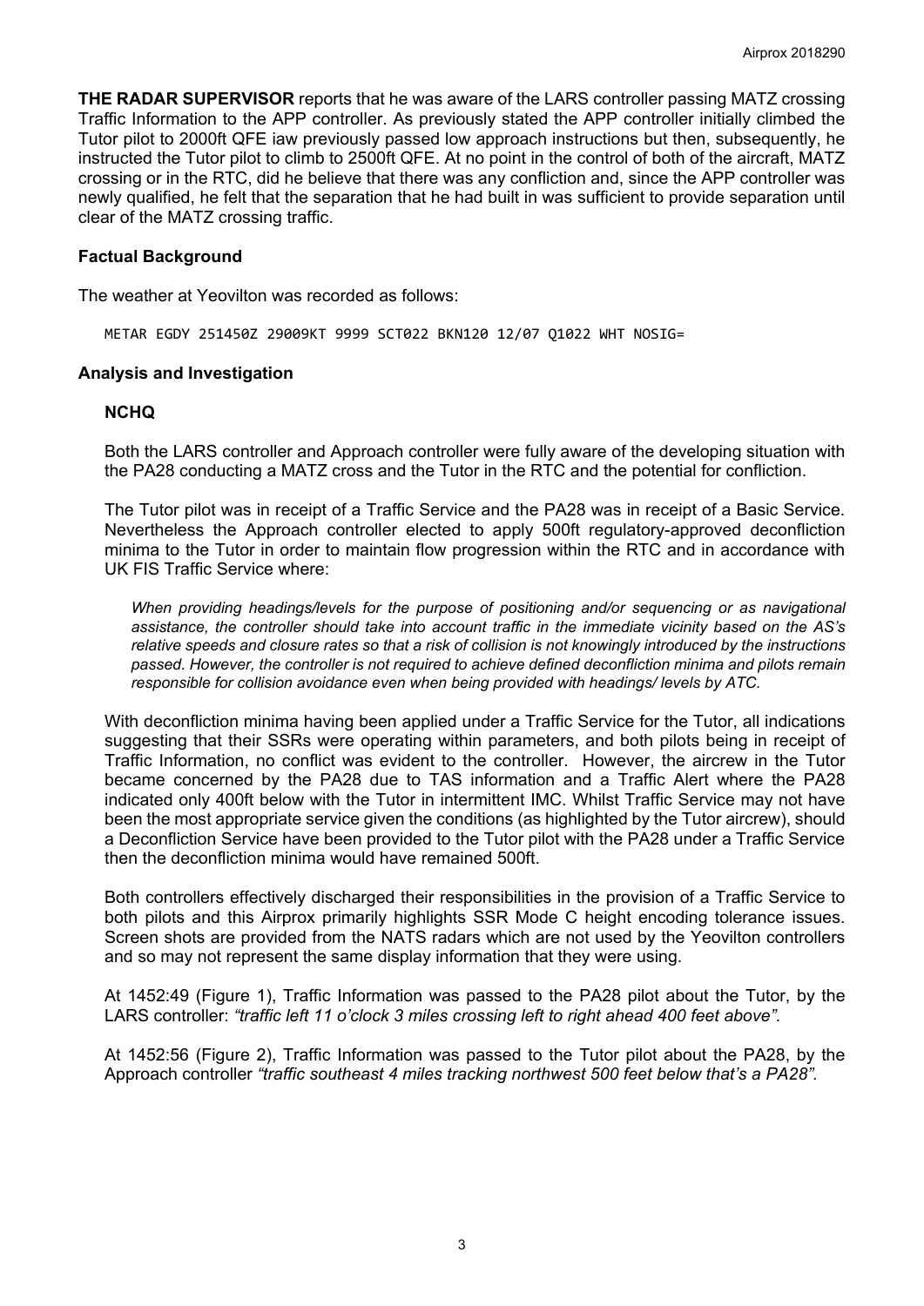**THE RADAR SUPERVISOR** reports that he was aware of the LARS controller passing MATZ crossing Traffic Information to the APP controller. As previously stated the APP controller initially climbed the Tutor pilot to 2000ft QFE iaw previously passed low approach instructions but then, subsequently, he instructed the Tutor pilot to climb to 2500ft QFE. At no point in the control of both of the aircraft, MATZ crossing or in the RTC, did he believe that there was any confliction and, since the APP controller was newly qualified, he felt that the separation that he had built in was sufficient to provide separation until clear of the MATZ crossing traffic.

## Factual Background

The weather at Yeovilton was recorded as follows:

```
METAR EGDY 251450Z 29009KT 9999 SCT022 BKN120 12/07 Q1022 WHT NOSIG=
```

## Analysis and Investigation

### NCHQ

Both the LARS controller and Approach controller were fully aware of the developing situation with the PA28 conducting a MATZ cross and the Tutor in the RTC and the potential for confliction.

The Tutor pilot was in receipt of a Traffic Service and the PA28 was in receipt of a Basic Service. Nevertheless the Approach controller elected to apply 500ft regulatory-approved deconfliction minima to the Tutor in order to maintain flow progression within the RTC and in accordance with UK FIS Traffic Service where:

> *When providing headings/levels for the purpose of positioning and/or sequencing or as navigational assistance, the controller should take into account traffic in the immediate vicinity based on the AS's relative speeds and closure rates so that a risk of collision is not knowingly introduced by the instructions passed. However, the controller is not required to achieve defined deconfliction minima and pilots remain responsible for collision avoidance even when being provided with headings/ levels by ATC.*

With deconfliction minima having been applied under a Traffic Service for the Tutor, all indications suggesting that their SSRs were operating within parameters, and both pilots being in receipt of Traffic Information, no conflict was evident to the controller. However, the aircrew in the Tutor became concerned by the PA28 due to TAS information and a Traffic Alert where the PA28 indicated only 400ft below with the Tutor in intermittent IMC. Whilst Traffic Service may not have been the most appropriate service given the conditions (as highlighted by the Tutor aircrew), should a Deconfliction Service have been provided to the Tutor pilot with the PA28 under a Traffic Service then the deconfliction minima would have remained 500ft.

Both controllers effectively discharged their responsibilities in the provision of a Traffic Service to both pilots and this Airprox primarily highlights SSR Mode C height encoding tolerance issues. Screen shots are provided from the NATS radars which are not used by the Yeovilton controllers and so may not represent the same display information that they were using.

At 1452:49 (Figure 1), Traffic Information was passed to the PA28 pilot about the Tutor, by the LARS controller: *"traffic left 11 o'clock 3 miles crossing left to right ahead 400 feet above".*

At 1452:56 (Figure 2), Traffic Information was passed to the Tutor pilot about the PA28, by the Approach controller *"traffic southeast 4 miles tracking northwest 500 feet below that's a PA28".*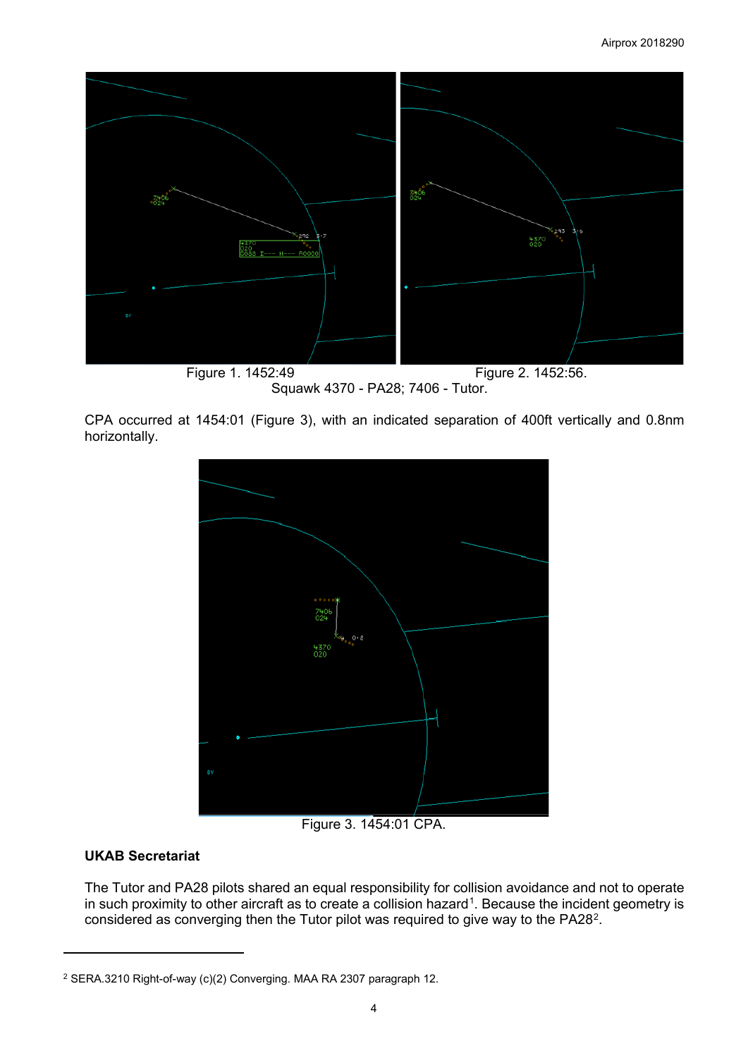Figure 1. 1452:49

Figure 2. 1452:56.

Squawk 4370 - PA28; 7406 - Tutor.

CPA occurred at 1454:01 (Figure 3), with an indicated separation of 400ft vertically and 0.8nm horizontally.

Figure 3. 1454:01 CPA.

**UKAB Secretariat**

The Tutor and PA28 pilots shared an equal responsibility for collision avoidance and not to operate in such proximity to other aircraft as to create a collision hazard[1]. Because the incident geometry is considered as converging then the Tutor pilot was required to give way to the PA28[2].

---

[2] SERA.3210 Right-of-way (c)(2) Converging. MAA RA 2307 paragraph 12.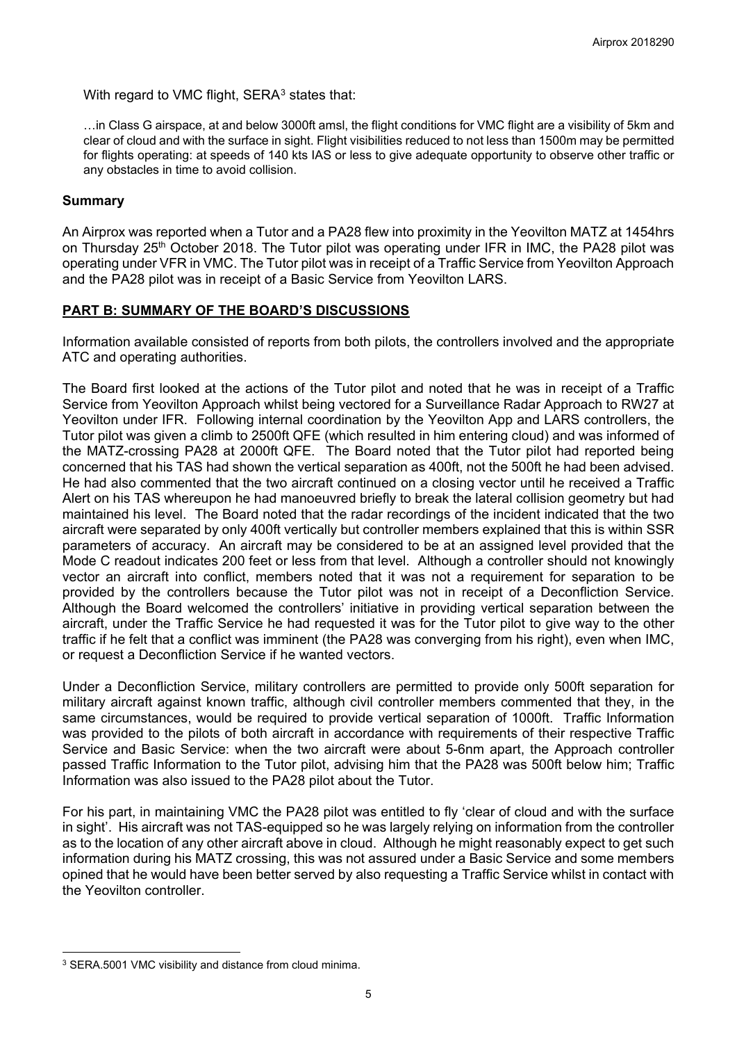With regard to VMC flight, SERA[3] states that:

> …in Class G airspace, at and below 3000ft amsl, the flight conditions for VMC flight are a visibility of 5km and clear of cloud and with the surface in sight. Flight visibilities reduced to not less than 1500m may be permitted for flights operating: at speeds of 140 kts IAS or less to give adequate opportunity to observe other traffic or any obstacles in time to avoid collision.

## Summary

An Airprox was reported when a Tutor and a PA28 flew into proximity in the Yeovilton MATZ at 1454hrs on Thursday 25th October 2018. The Tutor pilot was operating under IFR in IMC, the PA28 pilot was operating under VFR in VMC. The Tutor pilot was in receipt of a Traffic Service from Yeovilton Approach and the PA28 pilot was in receipt of a Basic Service from Yeovilton LARS.

## PART B: SUMMARY OF THE BOARD'S DISCUSSIONS

Information available consisted of reports from both pilots, the controllers involved and the appropriate ATC and operating authorities.

The Board first looked at the actions of the Tutor pilot and noted that he was in receipt of a Traffic Service from Yeovilton Approach whilst being vectored for a Surveillance Radar Approach to RW27 at Yeovilton under IFR. Following internal coordination by the Yeovilton App and LARS controllers, the Tutor pilot was given a climb to 2500ft QFE (which resulted in him entering cloud) and was informed of the MATZ-crossing PA28 at 2000ft QFE. The Board noted that the Tutor pilot had reported being concerned that his TAS had shown the vertical separation as 400ft, not the 500ft he had been advised. He had also commented that the two aircraft continued on a closing vector until he received a Traffic Alert on his TAS whereupon he had manoeuvred briefly to break the lateral collision geometry but had maintained his level. The Board noted that the radar recordings of the incident indicated that the two aircraft were separated by only 400ft vertically but controller members explained that this is within SSR parameters of accuracy. An aircraft may be considered to be at an assigned level provided that the Mode C readout indicates 200 feet or less from that level. Although a controller should not knowingly vector an aircraft into conflict, members noted that it was not a requirement for separation to be provided by the controllers because the Tutor pilot was not in receipt of a Deconfliction Service. Although the Board welcomed the controllers' initiative in providing vertical separation between the aircraft, under the Traffic Service he had requested it was for the Tutor pilot to give way to the other traffic if he felt that a conflict was imminent (the PA28 was converging from his right), even when IMC, or request a Deconfliction Service if he wanted vectors.

Under a Deconfliction Service, military controllers are permitted to provide only 500ft separation for military aircraft against known traffic, although civil controller members commented that they, in the same circumstances, would be required to provide vertical separation of 1000ft. Traffic Information was provided to the pilots of both aircraft in accordance with requirements of their respective Traffic Service and Basic Service: when the two aircraft were about 5-6nm apart, the Approach controller passed Traffic Information to the Tutor pilot, advising him that the PA28 was 500ft below him; Traffic Information was also issued to the PA28 pilot about the Tutor.

For his part, in maintaining VMC the PA28 pilot was entitled to fly 'clear of cloud and with the surface in sight'. His aircraft was not TAS-equipped so he was largely relying on information from the controller as to the location of any other aircraft above in cloud. Although he might reasonably expect to get such information during his MATZ crossing, this was not assured under a Basic Service and some members opined that he would have been better served by also requesting a Traffic Service whilst in contact with the Yeovilton controller.

[3] SERA.5001 VMC visibility and distance from cloud minima.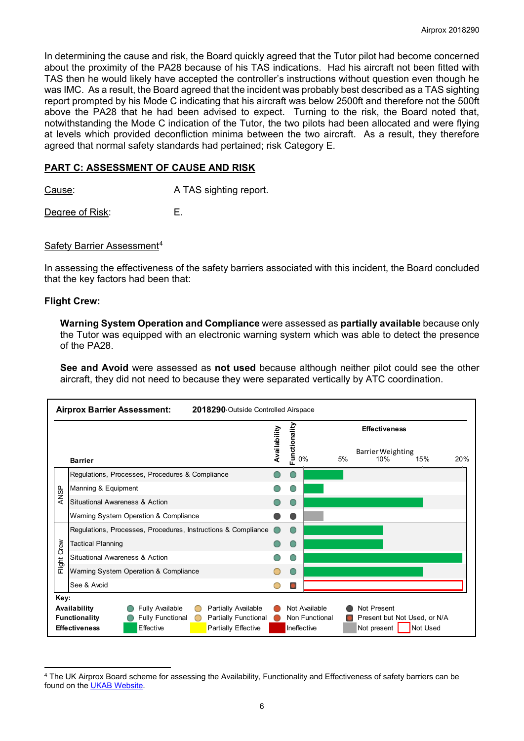In determining the cause and risk, the Board quickly agreed that the Tutor pilot had become concerned about the proximity of the PA28 because of his TAS indications. Had his aircraft not been fitted with TAS then he would likely have accepted the controller's instructions without question even though he was IMC. As a result, the Board agreed that the incident was probably best described as a TAS sighting report prompted by his Mode C indicating that his aircraft was below 2500ft and therefore not the 500ft above the PA28 that he had been advised to expect. Turning to the risk, the Board noted that, notwithstanding the Mode C indication of the Tutor, the two pilots had been allocated and were flying at levels which provided deconfliction minima between the two aircraft. As a result, they therefore agreed that normal safety standards had pertained; risk Category E.

## PART C: ASSESSMENT OF CAUSE AND RISK

Cause: A TAS sighting report.

Degree of Risk: E.

Safety Barrier Assessment[4]

In assessing the effectiveness of the safety barriers associated with this incident, the Board concluded that the key factors had been that:

**Flight Crew:**

**Warning System Operation and Compliance** were assessed as **partially available** because only the Tutor was equipped with an electronic warning system which was able to detect the presence of the PA28.

**See and Avoid** were assessed as **not used** because although neither pilot could see the other aircraft, they did not need to because they were separated vertically by ATC coordination.

Airprox Barrier Assessment: 2018290 Outside Controlled Airspace

Barrier
Availability
Functionality
Effectiveness
Barrier Weighting
0% 5% 10% 15% 20%

ANSP
Regulations, Processes, Procedures & Compliance
Manning & Equipment
Situational Awareness & Action
Warning System Operation & Compliance

Flight Crew
Regulations, Processes, Procedures, Instructions & Compliance
Tactical Planning
Situational Awareness & Action
Warning System Operation & Compliance
See & Avoid

Key:
Availability: Fully Available, Partially Available, Not Available, Not Present
Functionality: Fully Functional, Partially Functional, Non Functional, Present but Not Used, or N/A
Effectiveness: Effective, Partially Effective, Ineffective, Not present, Not Used

[4] The UK Airprox Board scheme for assessing the Availability, Functionality and Effectiveness of safety barriers can be found on the UKAB Website.